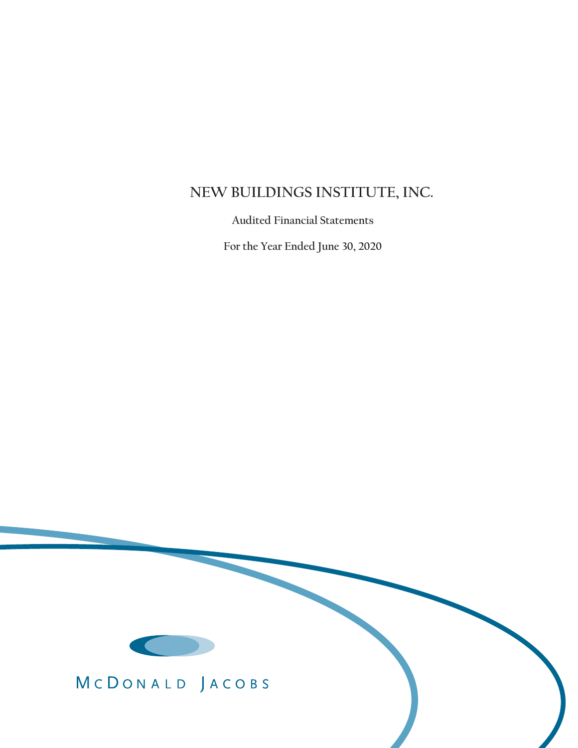# NEW BUILDINGS INSTITUTE, INC.

Audited Financial Statements

For the Year Ended June 30, 2020

McDONALD JACOBS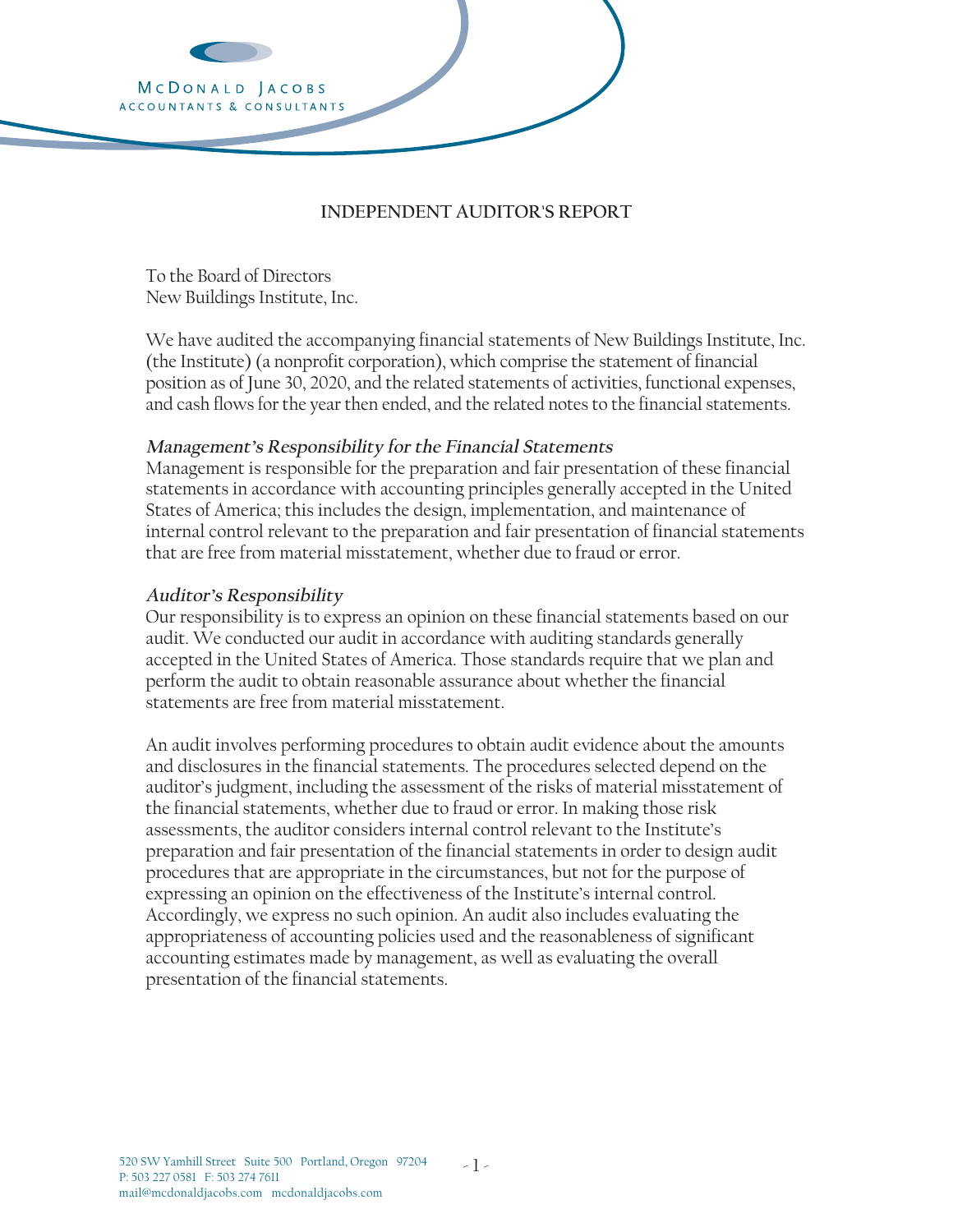McDONALD JACOBS
ACCOUNTANTS & CONSULTANTS

## INDEPENDENT AUDITOR'S REPORT

To the Board of Directors
New Buildings Institute, Inc.

We have audited the accompanying financial statements of New Buildings Institute, Inc. (the Institute) (a nonprofit corporation), which comprise the statement of financial position as of June 30, 2020, and the related statements of activities, functional expenses, and cash flows for the year then ended, and the related notes to the financial statements.

***Management's Responsibility for the Financial Statements***

Management is responsible for the preparation and fair presentation of these financial statements in accordance with accounting principles generally accepted in the United States of America; this includes the design, implementation, and maintenance of internal control relevant to the preparation and fair presentation of financial statements that are free from material misstatement, whether due to fraud or error.

***Auditor's Responsibility***

Our responsibility is to express an opinion on these financial statements based on our audit. We conducted our audit in accordance with auditing standards generally accepted in the United States of America. Those standards require that we plan and perform the audit to obtain reasonable assurance about whether the financial statements are free from material misstatement.

An audit involves performing procedures to obtain audit evidence about the amounts and disclosures in the financial statements. The procedures selected depend on the auditor's judgment, including the assessment of the risks of material misstatement of the financial statements, whether due to fraud or error. In making those risk assessments, the auditor considers internal control relevant to the Institute's preparation and fair presentation of the financial statements in order to design audit procedures that are appropriate in the circumstances, but not for the purpose of expressing an opinion on the effectiveness of the Institute's internal control. Accordingly, we express no such opinion. An audit also includes evaluating the appropriateness of accounting policies used and the reasonableness of significant accounting estimates made by management, as well as evaluating the overall presentation of the financial statements.

520 SW Yamhill Street Suite 500 Portland, Oregon 97204
P: 503 227 0581 F: 503 274 7611
mail@mcdonaldjacobs.com mcdonaldjacobs.com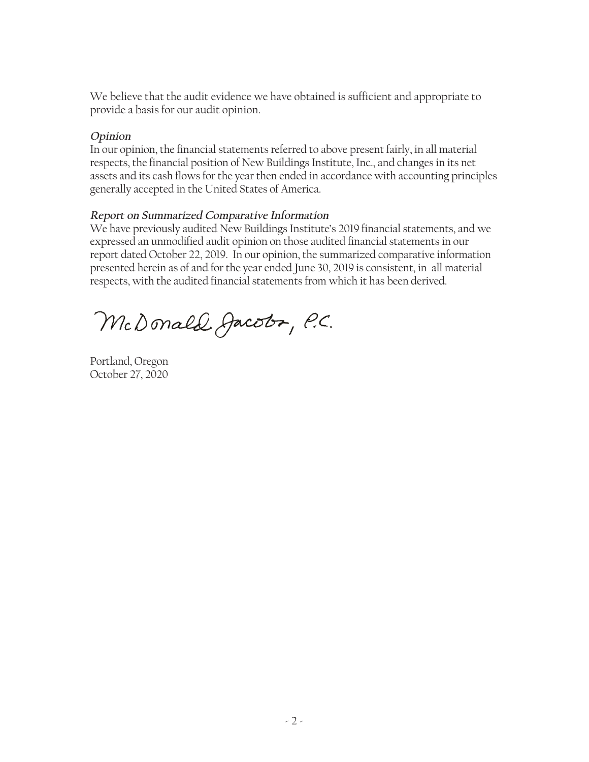We believe that the audit evidence we have obtained is sufficient and appropriate to provide a basis for our audit opinion.

### *Opinion*

In our opinion, the financial statements referred to above present fairly, in all material respects, the financial position of New Buildings Institute, Inc., and changes in its net assets and its cash flows for the year then ended in accordance with accounting principles generally accepted in the United States of America.

### *Report on Summarized Comparative Information*

We have previously audited New Buildings Institute's 2019 financial statements, and we expressed an unmodified audit opinion on those audited financial statements in our report dated October 22, 2019. In our opinion, the summarized comparative information presented herein as of and for the year ended June 30, 2019 is consistent, in all material respects, with the audited financial statements from which it has been derived.

McDonald Jacobs, P.C.

Portland, Oregon
October 27, 2020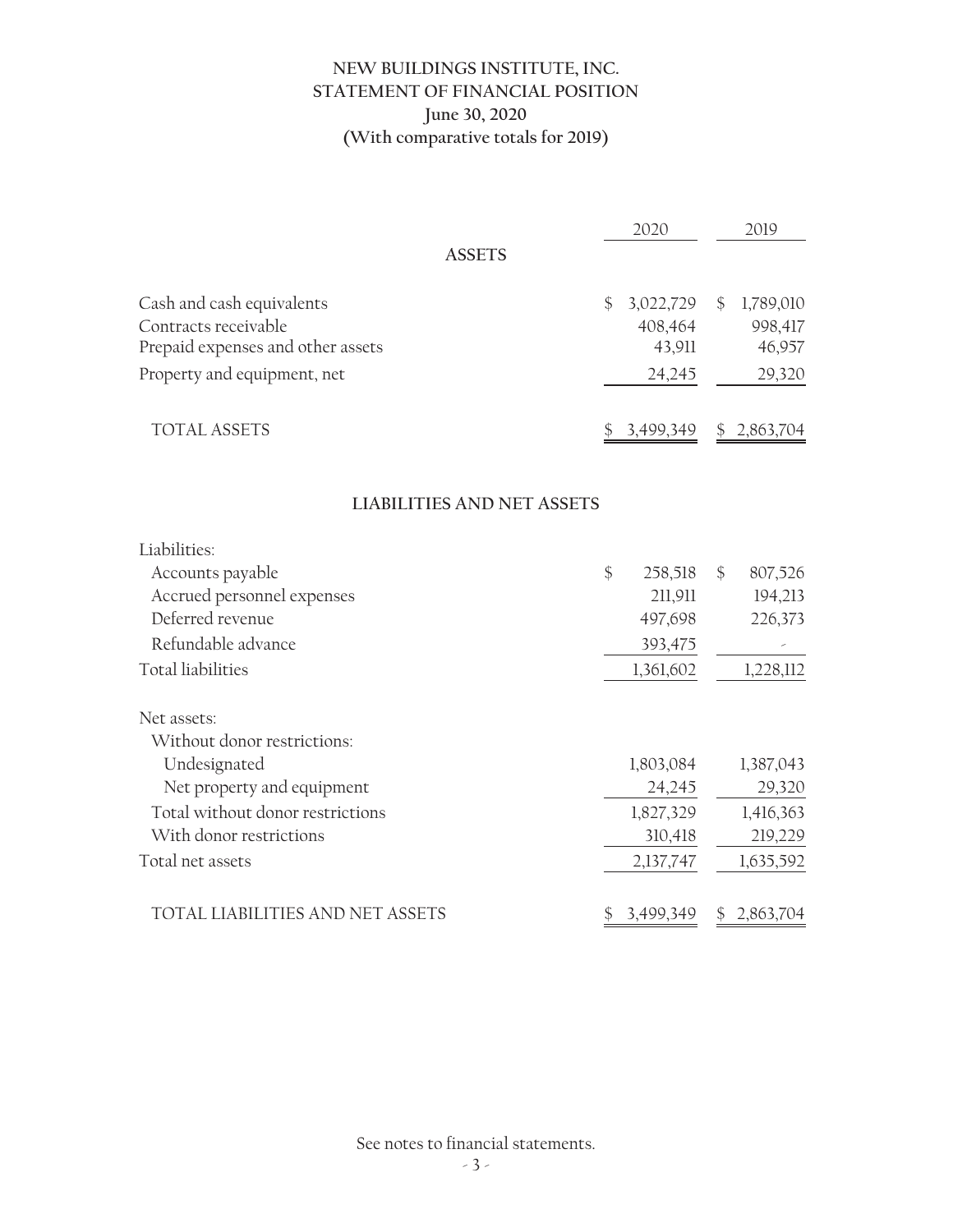# NEW BUILDINGS INSTITUTE, INC.
## STATEMENT OF FINANCIAL POSITION
### June 30, 2020
### (With comparative totals for 2019)

| | 2020 | 2019 |
|---|---|---|
| **ASSETS** | | |
| Cash and cash equivalents | $ 3,022,729 | $ 1,789,010 |
| Contracts receivable | 408,464 | 998,417 |
| Prepaid expenses and other assets | 43,911 | 46,957 |
| Property and equipment, net | 24,245 | 29,320 |
| TOTAL ASSETS | $ 3,499,349 | $ 2,863,704 |
| **LIABILITIES AND NET ASSETS** | | |
| Liabilities: | | |
| Accounts payable | $ 258,518 | $ 807,526 |
| Accrued personnel expenses | 211,911 | 194,213 |
| Deferred revenue | 497,698 | 226,373 |
| Refundable advance | 393,475 | - |
| Total liabilities | 1,361,602 | 1,228,112 |
| Net assets: | | |
| Without donor restrictions: | | |
| Undesignated | 1,803,084 | 1,387,043 |
| Net property and equipment | 24,245 | 29,320 |
| Total without donor restrictions | 1,827,329 | 1,416,363 |
| With donor restrictions | 310,418 | 219,229 |
| Total net assets | 2,137,747 | 1,635,592 |
| TOTAL LIABILITIES AND NET ASSETS | $ 3,499,349 | $ 2,863,704 |

See notes to financial statements.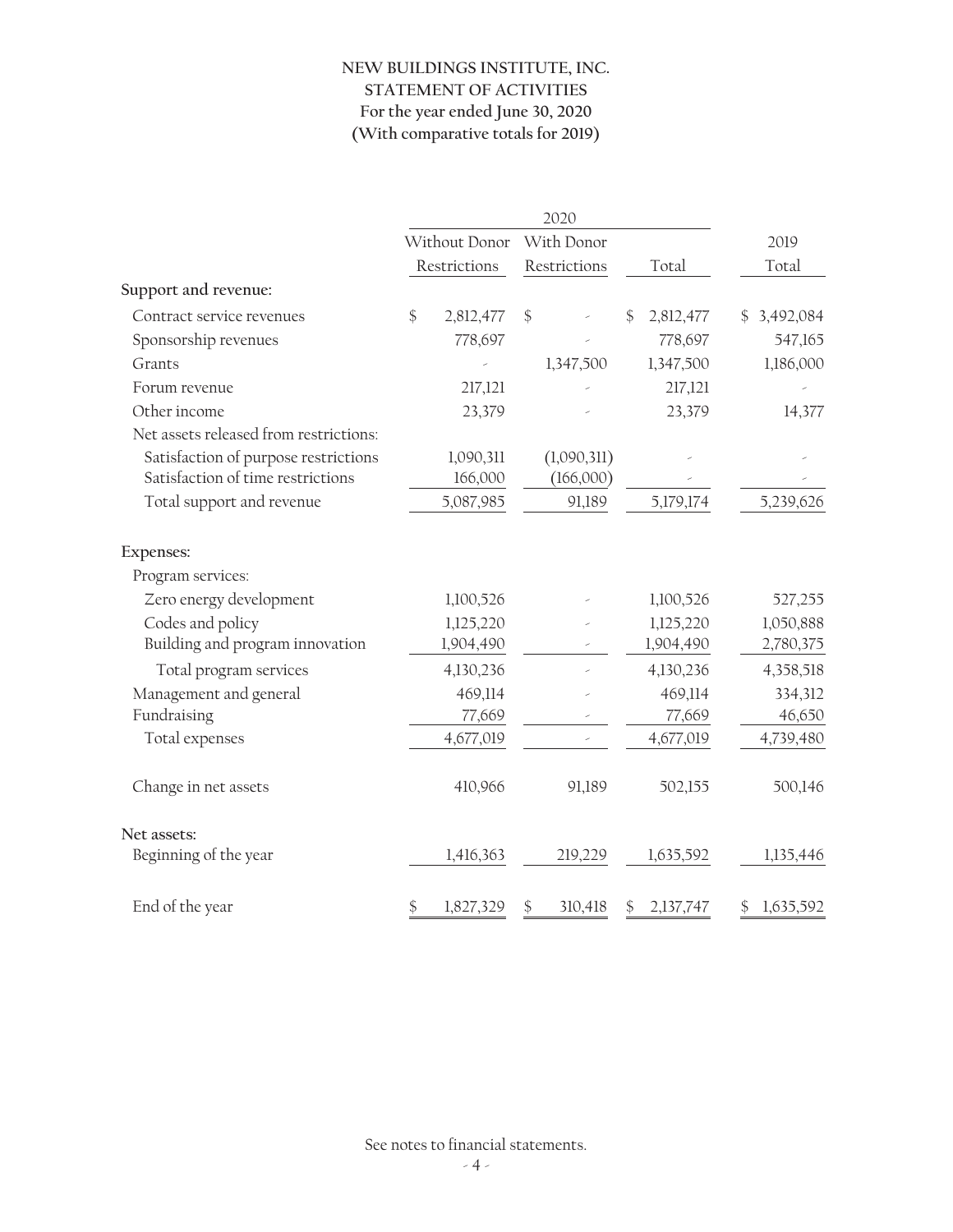**NEW BUILDINGS INSTITUTE, INC.**
**STATEMENT OF ACTIVITIES**
**For the year ended June 30, 2020**
**(With comparative totals for 2019)**

| | 2020 | | | |
|---|---|---|---|---|
| | Without Donor Restrictions | With Donor Restrictions | Total | 2019 Total |
| **Support and revenue:** | | | | |
| Contract service revenues | $ 2,812,477 | $ - | $ 2,812,477 | $ 3,492,084 |
| Sponsorship revenues | 778,697 | - | 778,697 | 547,165 |
| Grants | - | 1,347,500 | 1,347,500 | 1,186,000 |
| Forum revenue | 217,121 | - | 217,121 | - |
| Other income | 23,379 | - | 23,379 | 14,377 |
| Net assets released from restrictions: | | | | |
| Satisfaction of purpose restrictions | 1,090,311 | (1,090,311) | - | - |
| Satisfaction of time restrictions | 166,000 | (166,000) | - | - |
| Total support and revenue | 5,087,985 | 91,189 | 5,179,174 | 5,239,626 |
| **Expenses:** | | | | |
| Program services: | | | | |
| Zero energy development | 1,100,526 | - | 1,100,526 | 527,255 |
| Codes and policy | 1,125,220 | - | 1,125,220 | 1,050,888 |
| Building and program innovation | 1,904,490 | - | 1,904,490 | 2,780,375 |
| Total program services | 4,130,236 | - | 4,130,236 | 4,358,518 |
| Management and general | 469,114 | - | 469,114 | 334,312 |
| Fundraising | 77,669 | - | 77,669 | 46,650 |
| Total expenses | 4,677,019 | - | 4,677,019 | 4,739,480 |
| Change in net assets | 410,966 | 91,189 | 502,155 | 500,146 |
| **Net assets:** | | | | |
| Beginning of the year | 1,416,363 | 219,229 | 1,635,592 | 1,135,446 |
| End of the year | $ 1,827,329 | $ 310,418 | $ 2,137,747 | $ 1,635,592 |

See notes to financial statements.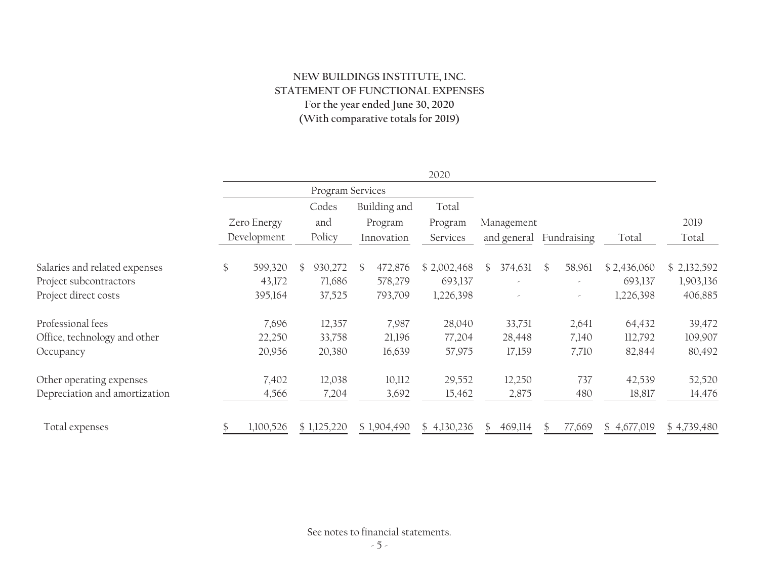**NEW BUILDINGS INSTITUTE, INC.**
**STATEMENT OF FUNCTIONAL EXPENSES**
**For the year ended June 30, 2020**
**(With comparative totals for 2019)**

| | 2020 | | | | | | | |
|---|---|---|---|---|---|---|---|---|
| | Program Services | | | | | | | |
| | Zero Energy Development | Codes and Policy | Building and Program Innovation | Total Program Services | Management and general | Fundraising | Total | 2019 Total |
| Salaries and related expenses | $ 599,320 | $ 930,272 | $ 472,876 | $ 2,002,468 | $ 374,631 | $ 58,961 | $ 2,436,060 | $ 2,132,592 |
| Project subcontractors | 43,172 | 71,686 | 578,279 | 693,137 | - | - | 693,137 | 1,903,136 |
| Project direct costs | 395,164 | 37,525 | 793,709 | 1,226,398 | - | - | 1,226,398 | 406,885 |
| Professional fees | 7,696 | 12,357 | 7,987 | 28,040 | 33,751 | 2,641 | 64,432 | 39,472 |
| Office, technology and other | 22,250 | 33,758 | 21,196 | 77,204 | 28,448 | 7,140 | 112,792 | 109,907 |
| Occupancy | 20,956 | 20,380 | 16,639 | 57,975 | 17,159 | 7,710 | 82,844 | 80,492 |
| Other operating expenses | 7,402 | 12,038 | 10,112 | 29,552 | 12,250 | 737 | 42,539 | 52,520 |
| Depreciation and amortization | 4,566 | 7,204 | 3,692 | 15,462 | 2,875 | 480 | 18,817 | 14,476 |
| Total expenses | $ 1,100,526 | $ 1,125,220 | $ 1,904,490 | $ 4,130,236 | $ 469,114 | $ 77,669 | $ 4,677,019 | $ 4,739,480 |

See notes to financial statements.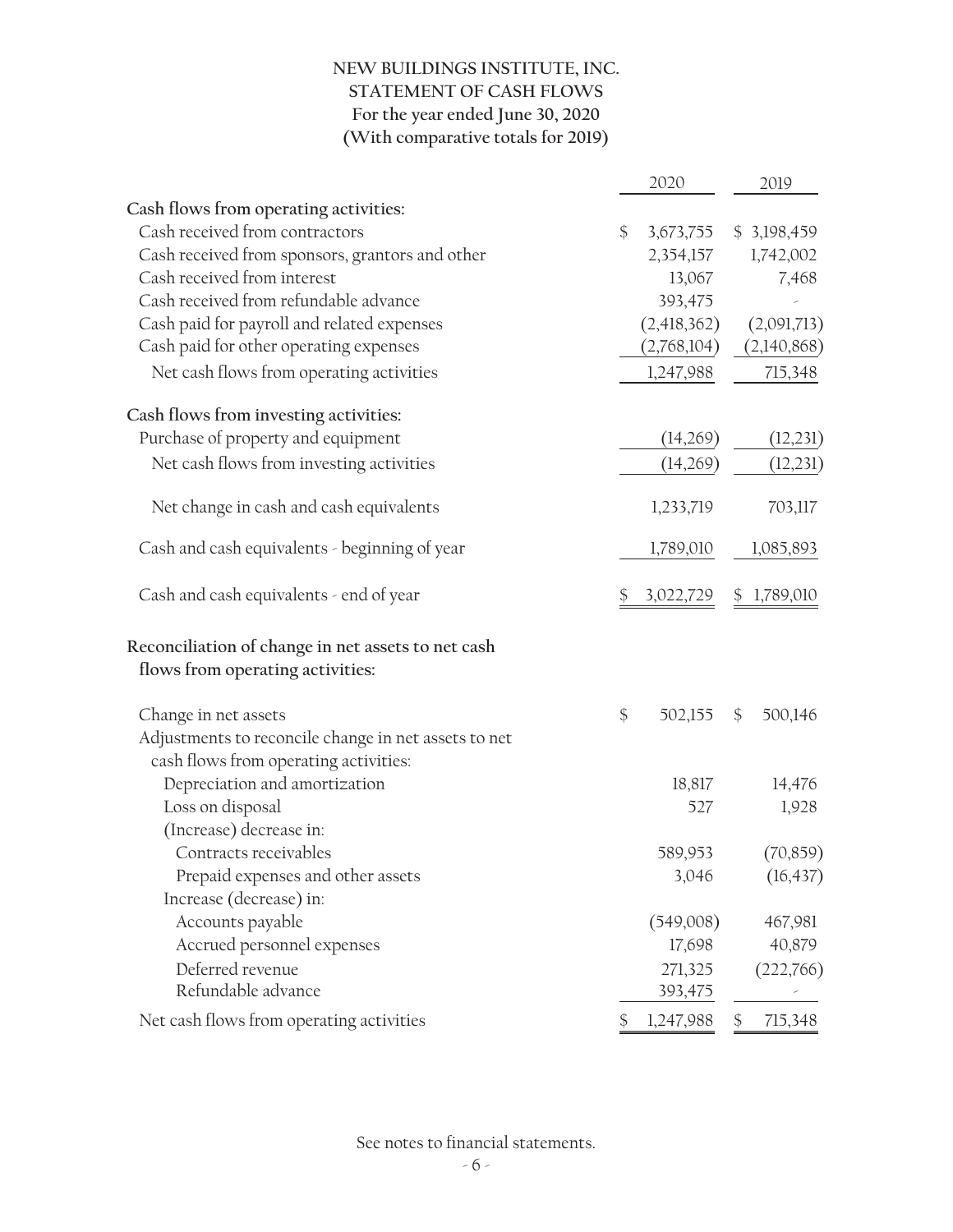# NEW BUILDINGS INSTITUTE, INC.
## STATEMENT OF CASH FLOWS
### For the year ended June 30, 2020
### (With comparative totals for 2019)

| | 2020 | 2019 |
|---|---|---|
| **Cash flows from operating activities:** | | |
| Cash received from contractors | $ 3,673,755 | $ 3,198,459 |
| Cash received from sponsors, grantors and other | 2,354,157 | 1,742,002 |
| Cash received from interest | 13,067 | 7,468 |
| Cash received from refundable advance | 393,475 | - |
| Cash paid for payroll and related expenses | (2,418,362) | (2,091,713) |
| Cash paid for other operating expenses | (2,768,104) | (2,140,868) |
| Net cash flows from operating activities | 1,247,988 | 715,348 |
| **Cash flows from investing activities:** | | |
| Purchase of property and equipment | (14,269) | (12,231) |
| Net cash flows from investing activities | (14,269) | (12,231) |
| Net change in cash and cash equivalents | 1,233,719 | 703,117 |
| Cash and cash equivalents - beginning of year | 1,789,010 | 1,085,893 |
| Cash and cash equivalents - end of year | $ 3,022,729 | $ 1,789,010 |
| **Reconciliation of change in net assets to net cash flows from operating activities:** | | |
| Change in net assets | $ 502,155 | $ 500,146 |
| Adjustments to reconcile change in net assets to net cash flows from operating activities: | | |
| Depreciation and amortization | 18,817 | 14,476 |
| Loss on disposal | 527 | 1,928 |
| (Increase) decrease in: | | |
| Contracts receivables | 589,953 | (70,859) |
| Prepaid expenses and other assets | 3,046 | (16,437) |
| Increase (decrease) in: | | |
| Accounts payable | (549,008) | 467,981 |
| Accrued personnel expenses | 17,698 | 40,879 |
| Deferred revenue | 271,325 | (222,766) |
| Refundable advance | 393,475 | - |
| Net cash flows from operating activities | $ 1,247,988 | $ 715,348 |

See notes to financial statements.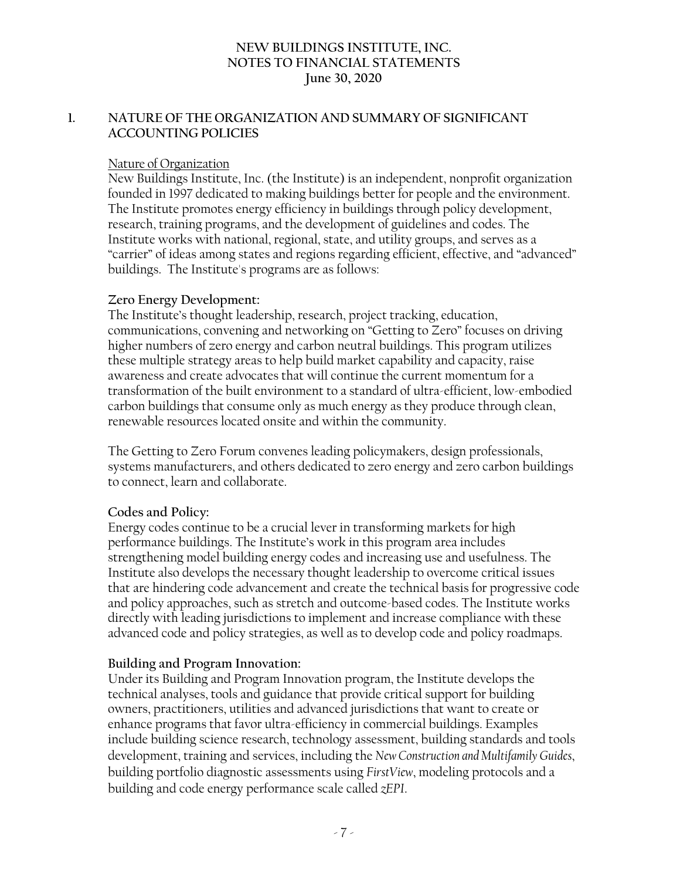# NEW BUILDINGS INSTITUTE, INC.
# NOTES TO FINANCIAL STATEMENTS
# June 30, 2020

## 1. NATURE OF THE ORGANIZATION AND SUMMARY OF SIGNIFICANT ACCOUNTING POLICIES

Nature of Organization

New Buildings Institute, Inc. (the Institute) is an independent, nonprofit organization founded in 1997 dedicated to making buildings better for people and the environment. The Institute promotes energy efficiency in buildings through policy development, research, training programs, and the development of guidelines and codes. The Institute works with national, regional, state, and utility groups, and serves as a "carrier" of ideas among states and regions regarding efficient, effective, and "advanced" buildings. The Institute's programs are as follows:

**Zero Energy Development:**

The Institute's thought leadership, research, project tracking, education, communications, convening and networking on "Getting to Zero" focuses on driving higher numbers of zero energy and carbon neutral buildings. This program utilizes these multiple strategy areas to help build market capability and capacity, raise awareness and create advocates that will continue the current momentum for a transformation of the built environment to a standard of ultra-efficient, low-embodied carbon buildings that consume only as much energy as they produce through clean, renewable resources located onsite and within the community.

The Getting to Zero Forum convenes leading policymakers, design professionals, systems manufacturers, and others dedicated to zero energy and zero carbon buildings to connect, learn and collaborate.

**Codes and Policy:**

Energy codes continue to be a crucial lever in transforming markets for high performance buildings. The Institute's work in this program area includes strengthening model building energy codes and increasing use and usefulness. The Institute also develops the necessary thought leadership to overcome critical issues that are hindering code advancement and create the technical basis for progressive code and policy approaches, such as stretch and outcome-based codes. The Institute works directly with leading jurisdictions to implement and increase compliance with these advanced code and policy strategies, as well as to develop code and policy roadmaps.

**Building and Program Innovation:**

Under its Building and Program Innovation program, the Institute develops the technical analyses, tools and guidance that provide critical support for building owners, practitioners, utilities and advanced jurisdictions that want to create or enhance programs that favor ultra-efficiency in commercial buildings. Examples include building science research, technology assessment, building standards and tools development, training and services, including the *New Construction and Multifamily Guides*, building portfolio diagnostic assessments using *FirstView*, modeling protocols and a building and code energy performance scale called *zEPI*.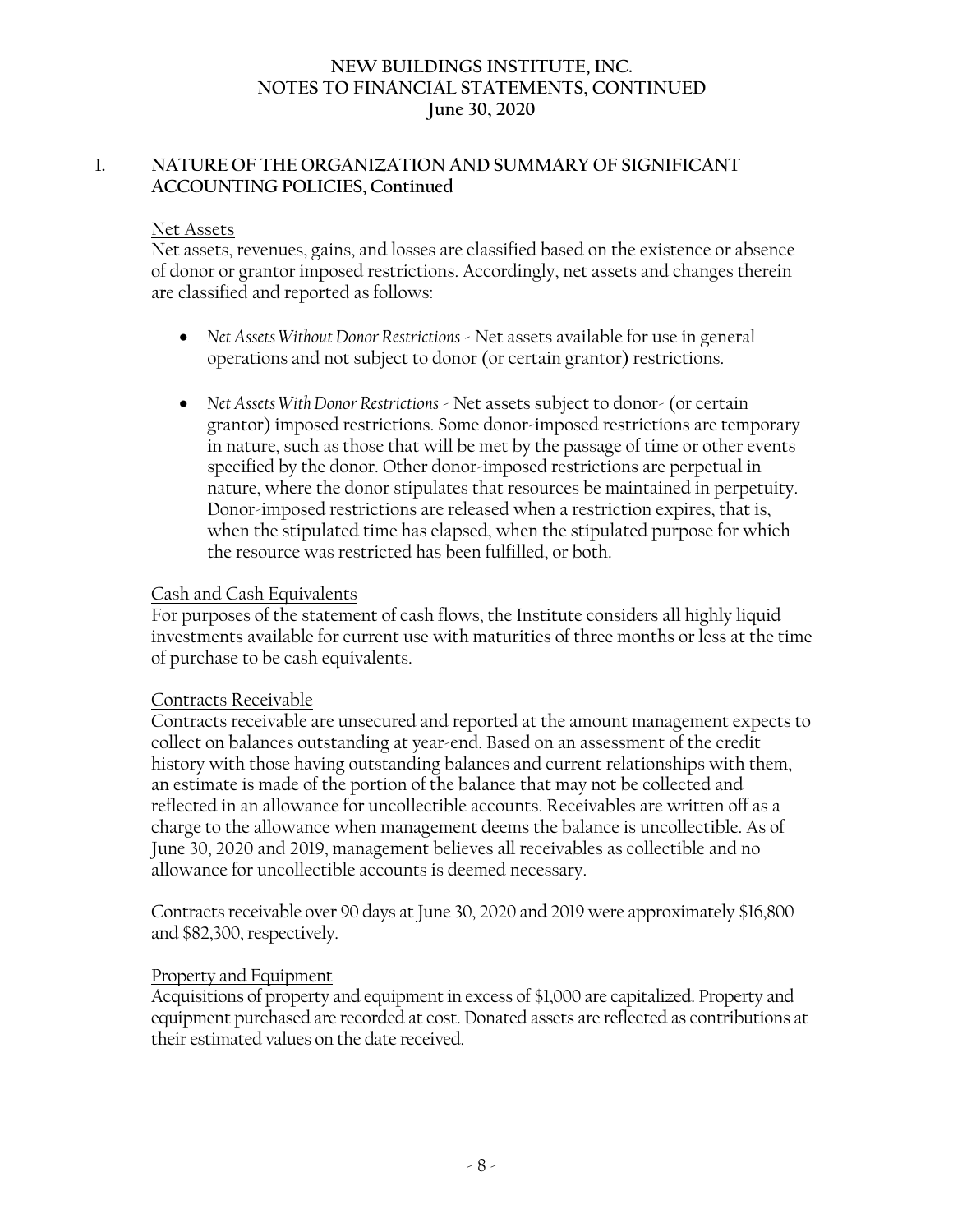## 1. NATURE OF THE ORGANIZATION AND SUMMARY OF SIGNIFICANT ACCOUNTING POLICIES, Continued

Net Assets

Net assets, revenues, gains, and losses are classified based on the existence or absence of donor or grantor imposed restrictions. Accordingly, net assets and changes therein are classified and reported as follows:

- *Net Assets Without Donor Restrictions* - Net assets available for use in general operations and not subject to donor (or certain grantor) restrictions.
- *Net Assets With Donor Restrictions* - Net assets subject to donor- (or certain grantor) imposed restrictions. Some donor-imposed restrictions are temporary in nature, such as those that will be met by the passage of time or other events specified by the donor. Other donor-imposed restrictions are perpetual in nature, where the donor stipulates that resources be maintained in perpetuity. Donor-imposed restrictions are released when a restriction expires, that is, when the stipulated time has elapsed, when the stipulated purpose for which the resource was restricted has been fulfilled, or both.

Cash and Cash Equivalents

For purposes of the statement of cash flows, the Institute considers all highly liquid investments available for current use with maturities of three months or less at the time of purchase to be cash equivalents.

Contracts Receivable

Contracts receivable are unsecured and reported at the amount management expects to collect on balances outstanding at year-end. Based on an assessment of the credit history with those having outstanding balances and current relationships with them, an estimate is made of the portion of the balance that may not be collected and reflected in an allowance for uncollectible accounts. Receivables are written off as a charge to the allowance when management deems the balance is uncollectible. As of June 30, 2020 and 2019, management believes all receivables as collectible and no allowance for uncollectible accounts is deemed necessary.

Contracts receivable over 90 days at June 30, 2020 and 2019 were approximately $16,800 and $82,300, respectively.

Property and Equipment

Acquisitions of property and equipment in excess of $1,000 are capitalized. Property and equipment purchased are recorded at cost. Donated assets are reflected as contributions at their estimated values on the date received.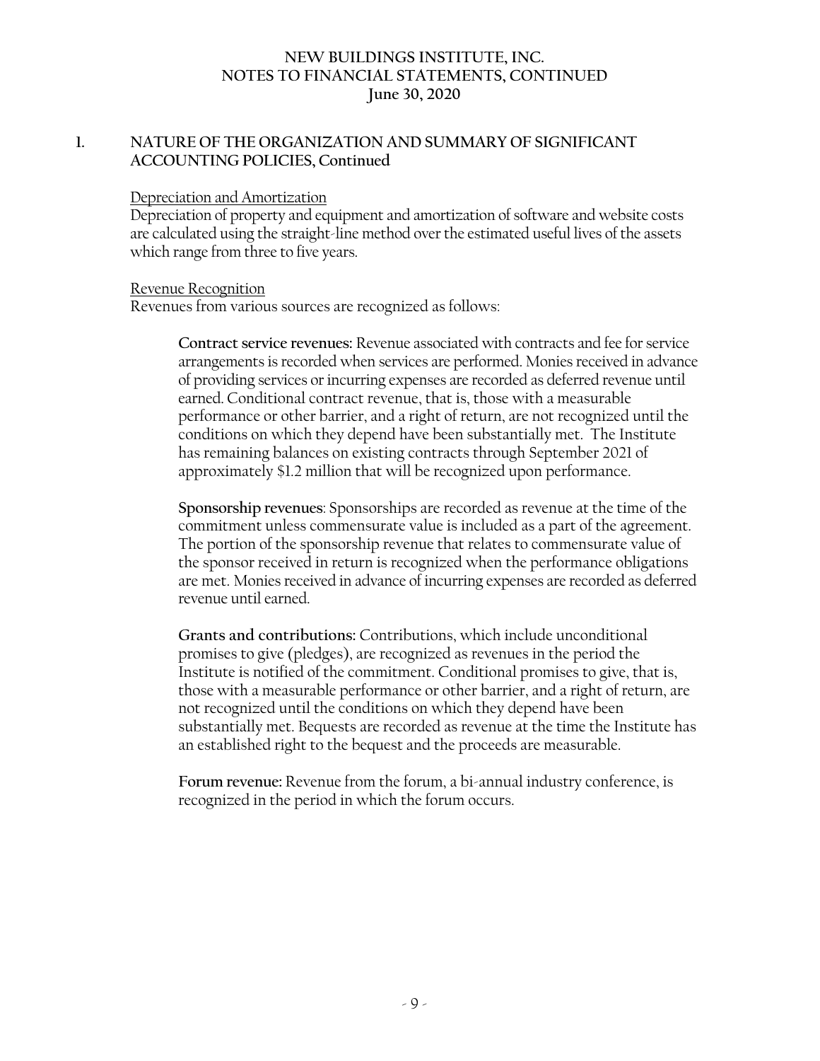## 1. NATURE OF THE ORGANIZATION AND SUMMARY OF SIGNIFICANT ACCOUNTING POLICIES, Continued

Depreciation and Amortization

Depreciation of property and equipment and amortization of software and website costs are calculated using the straight-line method over the estimated useful lives of the assets which range from three to five years.

Revenue Recognition

Revenues from various sources are recognized as follows:

**Contract service revenues:** Revenue associated with contracts and fee for service arrangements is recorded when services are performed. Monies received in advance of providing services or incurring expenses are recorded as deferred revenue until earned. Conditional contract revenue, that is, those with a measurable performance or other barrier, and a right of return, are not recognized until the conditions on which they depend have been substantially met. The Institute has remaining balances on existing contracts through September 2021 of approximately $1.2 million that will be recognized upon performance.

**Sponsorship revenues**: Sponsorships are recorded as revenue at the time of the commitment unless commensurate value is included as a part of the agreement. The portion of the sponsorship revenue that relates to commensurate value of the sponsor received in return is recognized when the performance obligations are met. Monies received in advance of incurring expenses are recorded as deferred revenue until earned.

**Grants and contributions:** Contributions, which include unconditional promises to give (pledges), are recognized as revenues in the period the Institute is notified of the commitment. Conditional promises to give, that is, those with a measurable performance or other barrier, and a right of return, are not recognized until the conditions on which they depend have been substantially met. Bequests are recorded as revenue at the time the Institute has an established right to the bequest and the proceeds are measurable.

**Forum revenue:** Revenue from the forum, a bi-annual industry conference, is recognized in the period in which the forum occurs.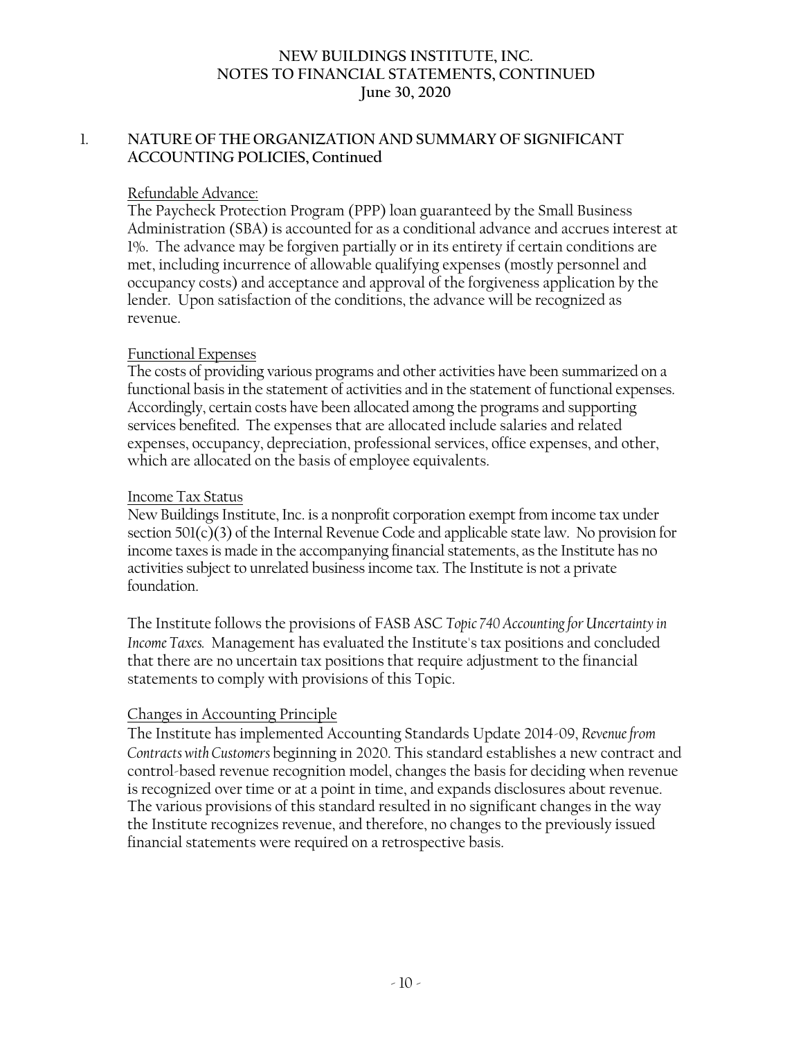## 1. NATURE OF THE ORGANIZATION AND SUMMARY OF SIGNIFICANT ACCOUNTING POLICIES, Continued

Refundable Advance:

The Paycheck Protection Program (PPP) loan guaranteed by the Small Business Administration (SBA) is accounted for as a conditional advance and accrues interest at 1%. The advance may be forgiven partially or in its entirety if certain conditions are met, including incurrence of allowable qualifying expenses (mostly personnel and occupancy costs) and acceptance and approval of the forgiveness application by the lender. Upon satisfaction of the conditions, the advance will be recognized as revenue.

Functional Expenses

The costs of providing various programs and other activities have been summarized on a functional basis in the statement of activities and in the statement of functional expenses. Accordingly, certain costs have been allocated among the programs and supporting services benefited. The expenses that are allocated include salaries and related expenses, occupancy, depreciation, professional services, office expenses, and other, which are allocated on the basis of employee equivalents.

Income Tax Status

New Buildings Institute, Inc. is a nonprofit corporation exempt from income tax under section 501(c)(3) of the Internal Revenue Code and applicable state law. No provision for income taxes is made in the accompanying financial statements, as the Institute has no activities subject to unrelated business income tax. The Institute is not a private foundation.

The Institute follows the provisions of FASB ASC *Topic 740 Accounting for Uncertainty in Income Taxes.* Management has evaluated the Institute's tax positions and concluded that there are no uncertain tax positions that require adjustment to the financial statements to comply with provisions of this Topic.

Changes in Accounting Principle

The Institute has implemented Accounting Standards Update 2014-09, *Revenue from Contracts with Customers* beginning in 2020. This standard establishes a new contract and control-based revenue recognition model, changes the basis for deciding when revenue is recognized over time or at a point in time, and expands disclosures about revenue. The various provisions of this standard resulted in no significant changes in the way the Institute recognizes revenue, and therefore, no changes to the previously issued financial statements were required on a retrospective basis.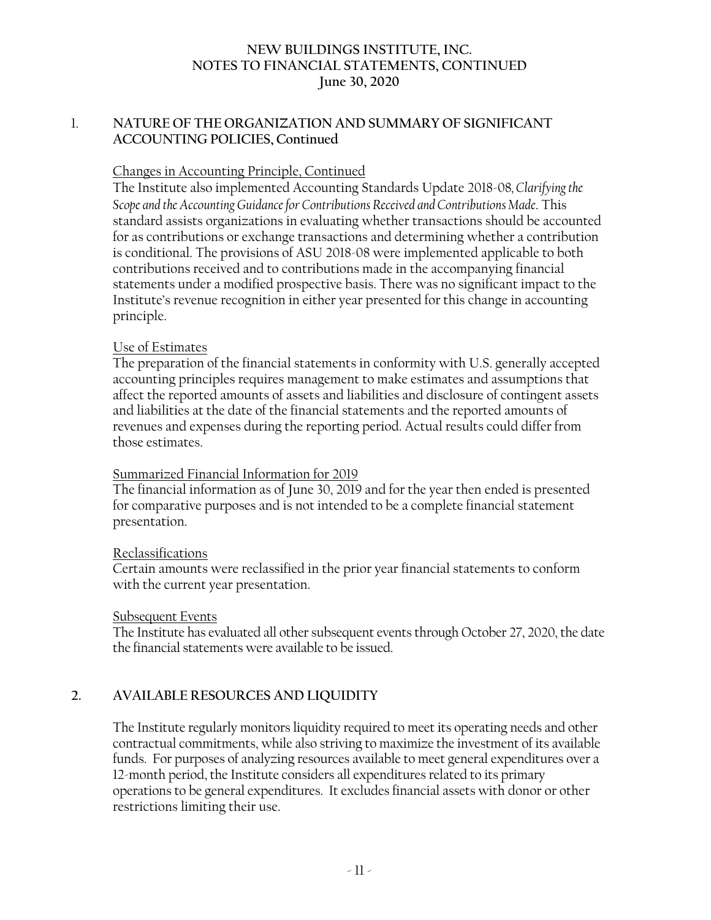## 1. NATURE OF THE ORGANIZATION AND SUMMARY OF SIGNIFICANT ACCOUNTING POLICIES, Continued

Changes in Accounting Principle, Continued

The Institute also implemented Accounting Standards Update 2018-08, *Clarifying the Scope and the Accounting Guidance for Contributions Received and Contributions Made*. This standard assists organizations in evaluating whether transactions should be accounted for as contributions or exchange transactions and determining whether a contribution is conditional. The provisions of ASU 2018-08 were implemented applicable to both contributions received and to contributions made in the accompanying financial statements under a modified prospective basis. There was no significant impact to the Institute's revenue recognition in either year presented for this change in accounting principle.

Use of Estimates

The preparation of the financial statements in conformity with U.S. generally accepted accounting principles requires management to make estimates and assumptions that affect the reported amounts of assets and liabilities and disclosure of contingent assets and liabilities at the date of the financial statements and the reported amounts of revenues and expenses during the reporting period. Actual results could differ from those estimates.

Summarized Financial Information for 2019

The financial information as of June 30, 2019 and for the year then ended is presented for comparative purposes and is not intended to be a complete financial statement presentation.

Reclassifications

Certain amounts were reclassified in the prior year financial statements to conform with the current year presentation.

Subsequent Events

The Institute has evaluated all other subsequent events through October 27, 2020, the date the financial statements were available to be issued.

## 2. AVAILABLE RESOURCES AND LIQUIDITY

The Institute regularly monitors liquidity required to meet its operating needs and other contractual commitments, while also striving to maximize the investment of its available funds. For purposes of analyzing resources available to meet general expenditures over a 12-month period, the Institute considers all expenditures related to its primary operations to be general expenditures. It excludes financial assets with donor or other restrictions limiting their use.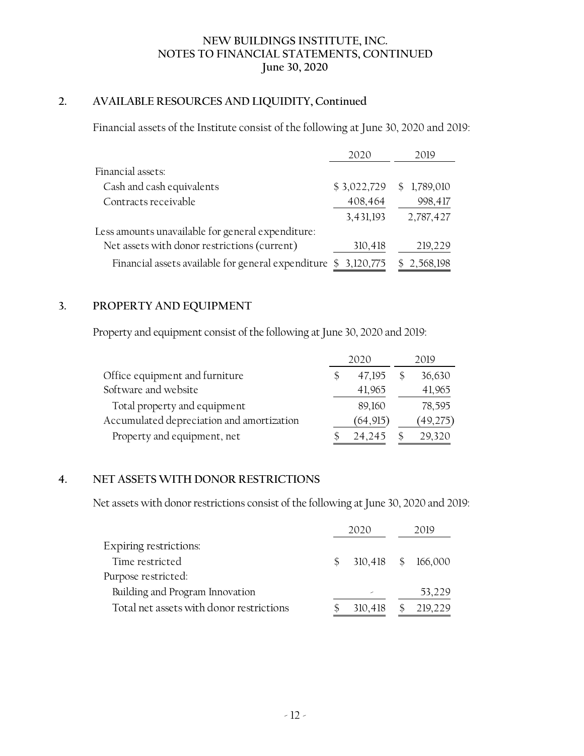NEW BUILDINGS INSTITUTE, INC.
NOTES TO FINANCIAL STATEMENTS, CONTINUED
June 30, 2020

## 2. AVAILABLE RESOURCES AND LIQUIDITY, Continued

Financial assets of the Institute consist of the following at June 30, 2020 and 2019:

| | 2020 | 2019 |
|---|---|---|
| Financial assets: | | |
| Cash and cash equivalents | $ 3,022,729 | $ 1,789,010 |
| Contracts receivable | 408,464 | 998,417 |
| | 3,431,193 | 2,787,427 |
| Less amounts unavailable for general expenditure: | | |
| Net assets with donor restrictions (current) | 310,418 | 219,229 |
| Financial assets available for general expenditure | $ 3,120,775 | $ 2,568,198 |

## 3. PROPERTY AND EQUIPMENT

Property and equipment consist of the following at June 30, 2020 and 2019:

| | 2020 | 2019 |
|---|---|---|
| Office equipment and furniture | $ 47,195 | $ 36,630 |
| Software and website | 41,965 | 41,965 |
| Total property and equipment | 89,160 | 78,595 |
| Accumulated depreciation and amortization | (64,915) | (49,275) |
| Property and equipment, net | $ 24,245 | $ 29,320 |

## 4. NET ASSETS WITH DONOR RESTRICTIONS

Net assets with donor restrictions consist of the following at June 30, 2020 and 2019:

| | 2020 | 2019 |
|---|---|---|
| Expiring restrictions: | | |
| Time restricted | $ 310,418 | $ 166,000 |
| Purpose restricted: | | |
| Building and Program Innovation | - | 53,229 |
| Total net assets with donor restrictions | $ 310,418 | $ 219,229 |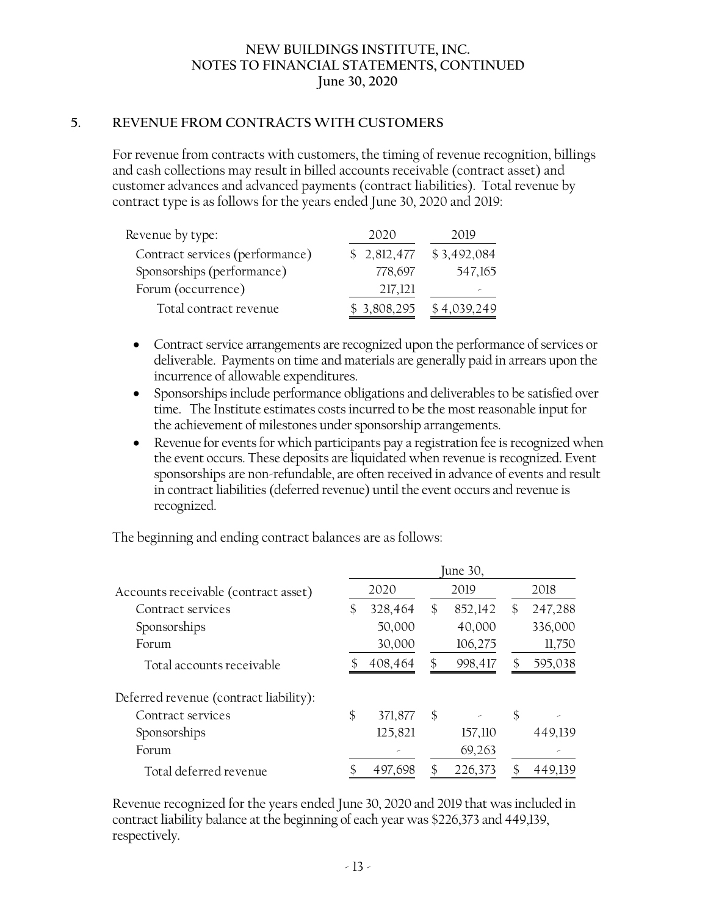# NEW BUILDINGS INSTITUTE, INC.
## NOTES TO FINANCIAL STATEMENTS, CONTINUED
### June 30, 2020

## 5. REVENUE FROM CONTRACTS WITH CUSTOMERS

For revenue from contracts with customers, the timing of revenue recognition, billings and cash collections may result in billed accounts receivable (contract asset) and customer advances and advanced payments (contract liabilities). Total revenue by contract type is as follows for the years ended June 30, 2020 and 2019:

| Revenue by type: | 2020 | 2019 |
|---|---|---|
| Contract services (performance) | $ 2,812,477 | $ 3,492,084 |
| Sponsorships (performance) | 778,697 | 547,165 |
| Forum (occurrence) | 217,121 | - |
| Total contract revenue | $ 3,808,295 | $ 4,039,249 |

- Contract service arrangements are recognized upon the performance of services or deliverable. Payments on time and materials are generally paid in arrears upon the incurrence of allowable expenditures.
- Sponsorships include performance obligations and deliverables to be satisfied over time. The Institute estimates costs incurred to be the most reasonable input for the achievement of milestones under sponsorship arrangements.
- Revenue for events for which participants pay a registration fee is recognized when the event occurs. These deposits are liquidated when revenue is recognized. Event sponsorships are non-refundable, are often received in advance of events and result in contract liabilities (deferred revenue) until the event occurs and revenue is recognized.

The beginning and ending contract balances are as follows:

| | June 30, | | |
|---|---|---|---|
| Accounts receivable (contract asset) | 2020 | 2019 | 2018 |
| Contract services | $ 328,464 | $ 852,142 | $ 247,288 |
| Sponsorships | 50,000 | 40,000 | 336,000 |
| Forum | 30,000 | 106,275 | 11,750 |
| Total accounts receivable | $ 408,464 | $ 998,417 | $ 595,038 |
| Deferred revenue (contract liability): | | | |
| Contract services | $ 371,877 | $ - | $ - |
| Sponsorships | 125,821 | 157,110 | 449,139 |
| Forum | - | 69,263 | - |
| Total deferred revenue | $ 497,698 | $ 226,373 | $ 449,139 |

Revenue recognized for the years ended June 30, 2020 and 2019 that was included in contract liability balance at the beginning of each year was $226,373 and 449,139, respectively.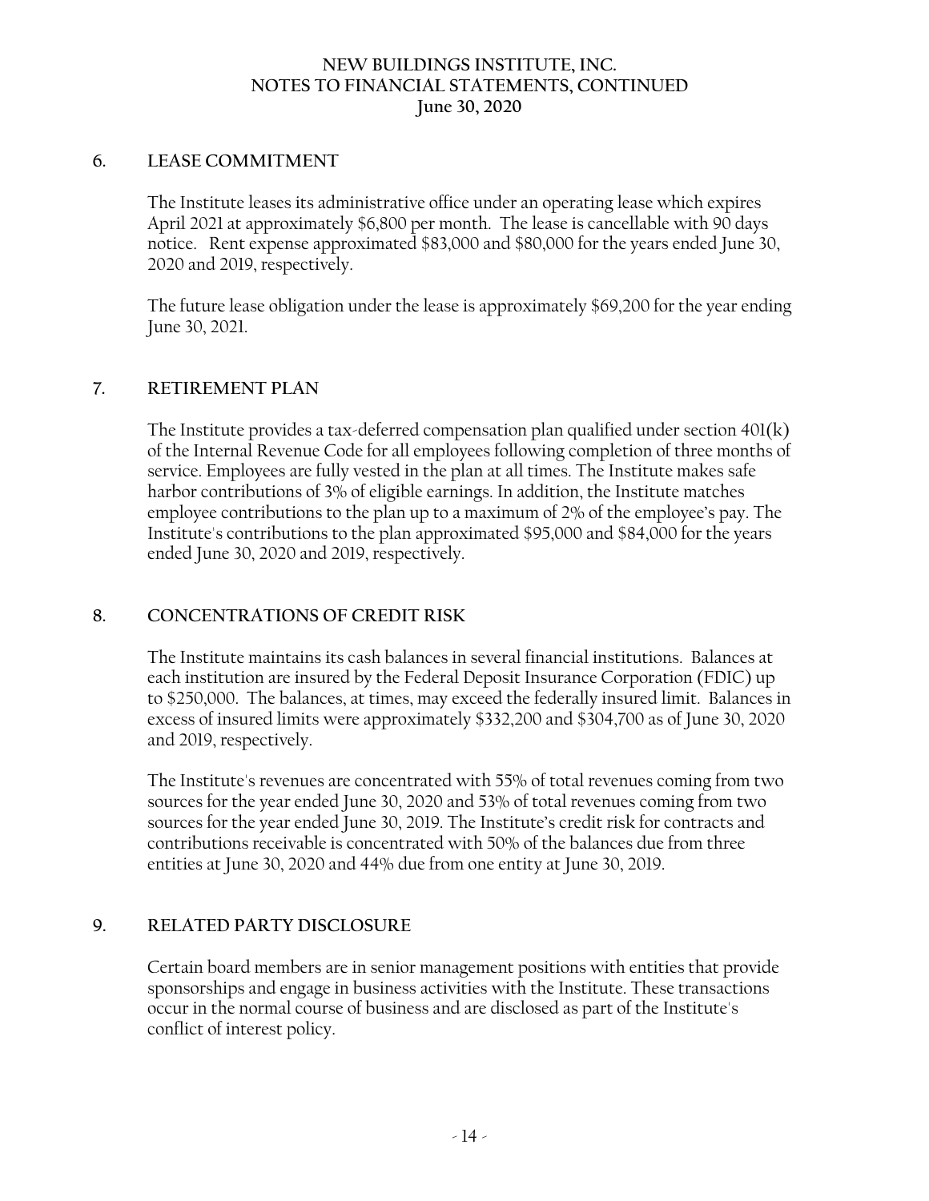## 6. LEASE COMMITMENT

The Institute leases its administrative office under an operating lease which expires April 2021 at approximately $6,800 per month. The lease is cancellable with 90 days notice. Rent expense approximated $83,000 and $80,000 for the years ended June 30, 2020 and 2019, respectively.

The future lease obligation under the lease is approximately $69,200 for the year ending June 30, 2021.

## 7. RETIREMENT PLAN

The Institute provides a tax-deferred compensation plan qualified under section 401(k) of the Internal Revenue Code for all employees following completion of three months of service. Employees are fully vested in the plan at all times. The Institute makes safe harbor contributions of 3% of eligible earnings. In addition, the Institute matches employee contributions to the plan up to a maximum of 2% of the employee's pay. The Institute's contributions to the plan approximated $95,000 and $84,000 for the years ended June 30, 2020 and 2019, respectively.

## 8. CONCENTRATIONS OF CREDIT RISK

The Institute maintains its cash balances in several financial institutions. Balances at each institution are insured by the Federal Deposit Insurance Corporation (FDIC) up to $250,000. The balances, at times, may exceed the federally insured limit. Balances in excess of insured limits were approximately $332,200 and $304,700 as of June 30, 2020 and 2019, respectively.

The Institute's revenues are concentrated with 55% of total revenues coming from two sources for the year ended June 30, 2020 and 53% of total revenues coming from two sources for the year ended June 30, 2019. The Institute's credit risk for contracts and contributions receivable is concentrated with 50% of the balances due from three entities at June 30, 2020 and 44% due from one entity at June 30, 2019.

## 9. RELATED PARTY DISCLOSURE

Certain board members are in senior management positions with entities that provide sponsorships and engage in business activities with the Institute. These transactions occur in the normal course of business and are disclosed as part of the Institute's conflict of interest policy.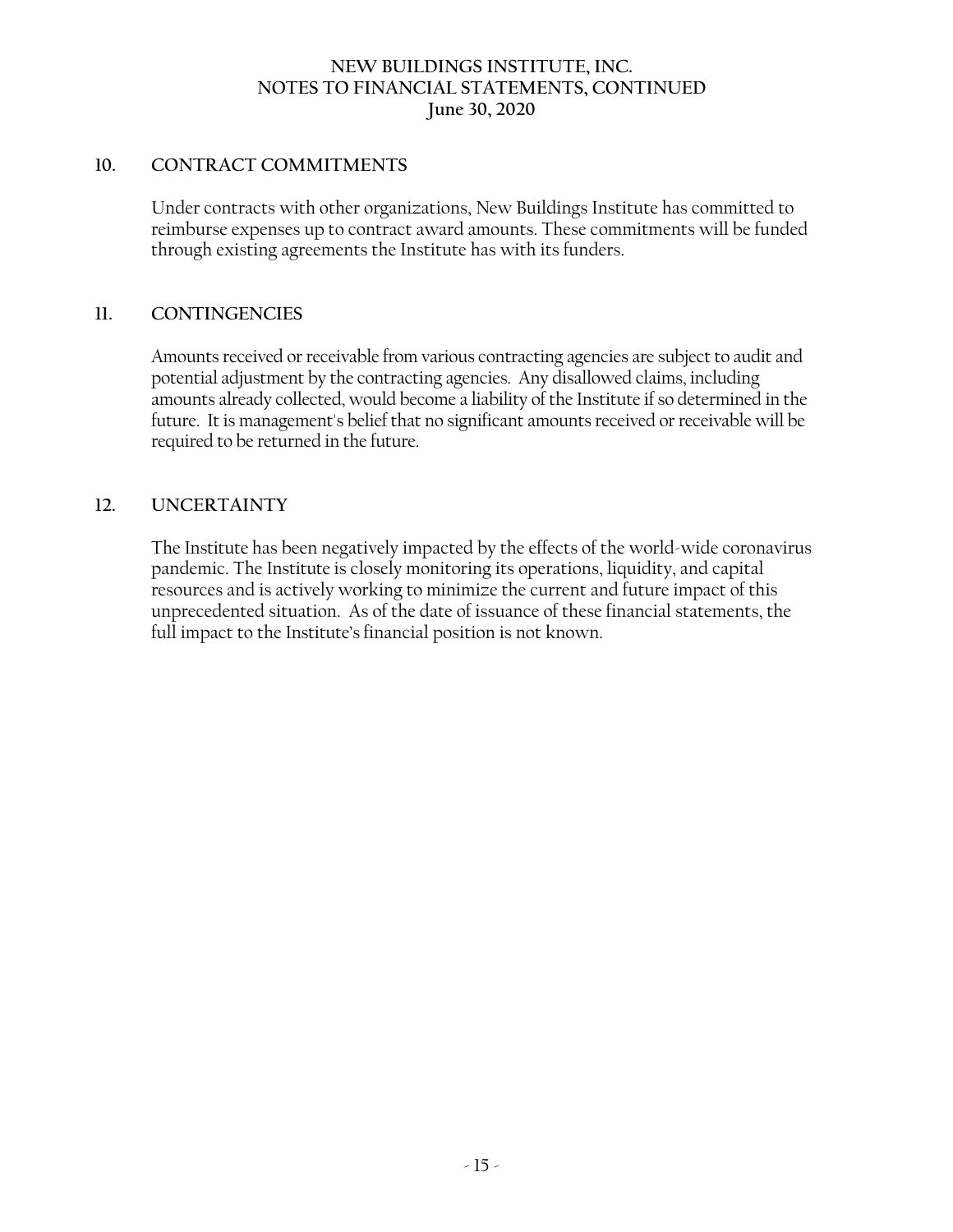## 10. CONTRACT COMMITMENTS

Under contracts with other organizations, New Buildings Institute has committed to reimburse expenses up to contract award amounts. These commitments will be funded through existing agreements the Institute has with its funders.

## 11. CONTINGENCIES

Amounts received or receivable from various contracting agencies are subject to audit and potential adjustment by the contracting agencies. Any disallowed claims, including amounts already collected, would become a liability of the Institute if so determined in the future. It is management's belief that no significant amounts received or receivable will be required to be returned in the future.

## 12. UNCERTAINTY

The Institute has been negatively impacted by the effects of the world-wide coronavirus pandemic. The Institute is closely monitoring its operations, liquidity, and capital resources and is actively working to minimize the current and future impact of this unprecedented situation. As of the date of issuance of these financial statements, the full impact to the Institute's financial position is not known.